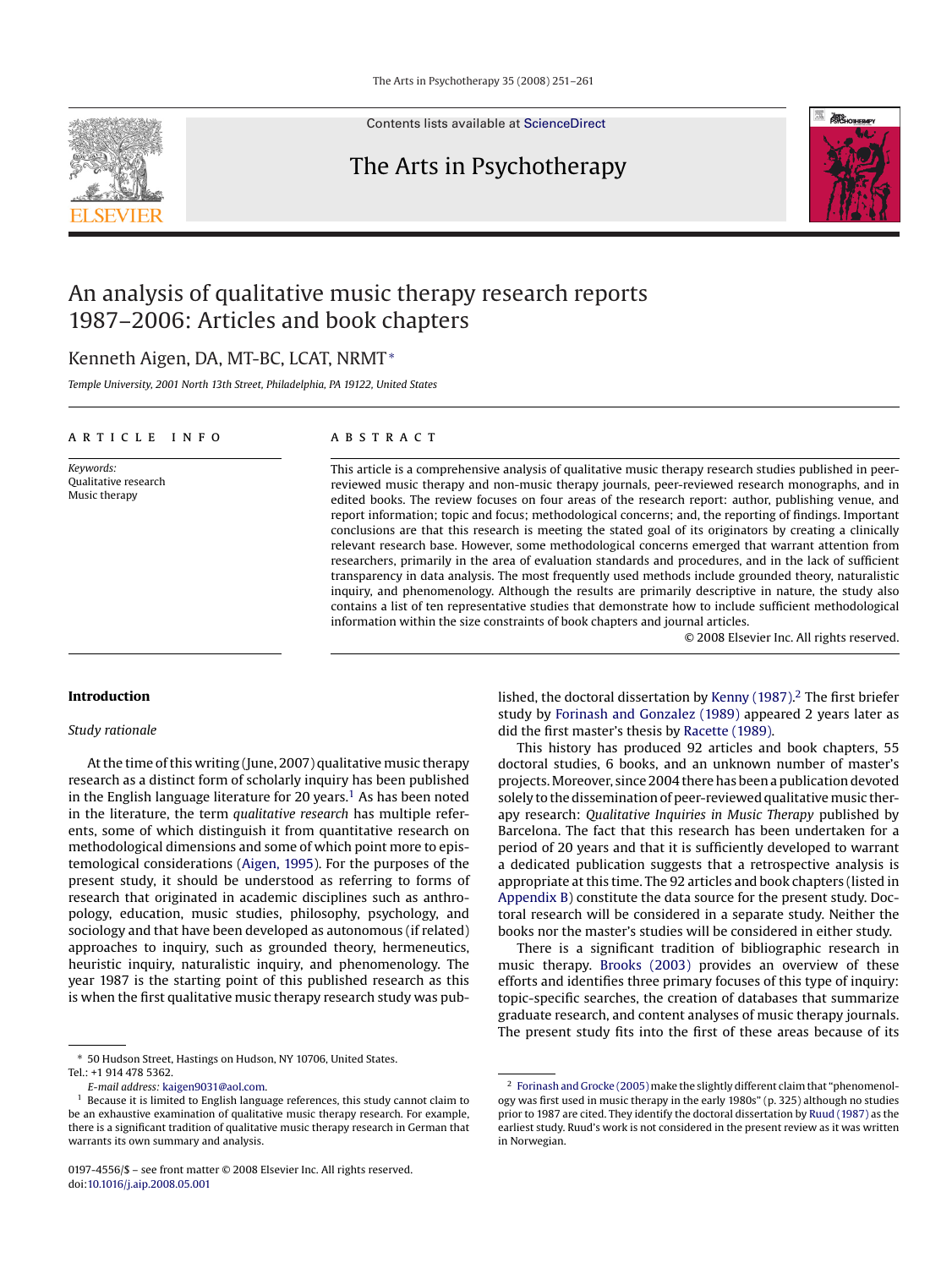Contents lists available at ScienceDirect

# The Arts in Psychotherapy

# An analysis of qualitative music therapy research reports 1987–2006: Articles and book chapters

Kenneth Aigen, DA, MT-BC, LCAT, NRMT*

*Temple University, 2001 North 13th Street, Philadelphia, PA 19122, United States*

## ARTICLE INFO

*Keywords:*
Qualitative research
Music therapy

## ABSTRACT

This article is a comprehensive analysis of qualitative music therapy research studies published in peer-reviewed music therapy and non-music therapy journals, peer-reviewed research monographs, and in edited books. The review focuses on four areas of the research report: author, publishing venue, and report information; topic and focus; methodological concerns; and, the reporting of findings. Important conclusions are that this research is meeting the stated goal of its originators by creating a clinically relevant research base. However, some methodological concerns emerged that warrant attention from researchers, primarily in the area of evaluation standards and procedures, and in the lack of sufficient transparency in data analysis. The most frequently used methods include grounded theory, naturalistic inquiry, and phenomenology. Although the results are primarily descriptive in nature, the study also contains a list of ten representative studies that demonstrate how to include sufficient methodological information within the size constraints of book chapters and journal articles.

© 2008 Elsevier Inc. All rights reserved.

## Introduction

### *Study rationale*

At the time of this writing (June, 2007) qualitative music therapy research as a distinct form of scholarly inquiry has been published in the English language literature for 20 years.[1] As has been noted in the literature, the term *qualitative research* has multiple referents, some of which distinguish it from quantitative research on methodological dimensions and some of which point more to epistemological considerations (Aigen, 1995). For the purposes of the present study, it should be understood as referring to forms of research that originated in academic disciplines such as anthropology, education, music studies, philosophy, psychology, and sociology and that have been developed as autonomous (if related) approaches to inquiry, such as grounded theory, hermeneutics, heuristic inquiry, naturalistic inquiry, and phenomenology. The year 1987 is the starting point of this published research as this is when the first qualitative music therapy research study was published, the doctoral dissertation by Kenny (1987).[2] The first briefer study by Forinash and Gonzalez (1989) appeared 2 years later as did the first master's thesis by Racette (1989).

This history has produced 92 articles and book chapters, 55 doctoral studies, 6 books, and an unknown number of master's projects. Moreover, since 2004 there has been a publication devoted solely to the dissemination of peer-reviewed qualitative music therapy research: *Qualitative Inquiries in Music Therapy* published by Barcelona. The fact that this research has been undertaken for a period of 20 years and that it is sufficiently developed to warrant a dedicated publication suggests that a retrospective analysis is appropriate at this time. The 92 articles and book chapters (listed in Appendix B) constitute the data source for the present study. Doctoral research will be considered in a separate study. Neither the books nor the master's studies will be considered in either study.

There is a significant tradition of bibliographic research in music therapy. Brooks (2003) provides an overview of these efforts and identifies three primary focuses of this type of inquiry: topic-specific searches, the creation of databases that summarize graduate research, and content analyses of music therapy journals. The present study fits into the first of these areas because of its

---

\* 50 Hudson Street, Hastings on Hudson, NY 10706, United States. Tel.: +1 914 478 5362.

*E-mail address:* kaigen9031@aol.com.

[1] Because it is limited to English language references, this study cannot claim to be an exhaustive examination of qualitative music therapy research. For example, there is a significant tradition of qualitative music therapy research in German that warrants its own summary and analysis.

[2] Forinash and Grocke (2005) make the slightly different claim that "phenomenology was first used in music therapy in the early 1980s" (p. 325) although no studies prior to 1987 are cited. They identify the doctoral dissertation by Ruud (1987) as the earliest study. Ruud's work is not considered in the present review as it was written in Norwegian.

0197-4556/$ – see front matter © 2008 Elsevier Inc. All rights reserved.
doi:10.1016/j.aip.2008.05.001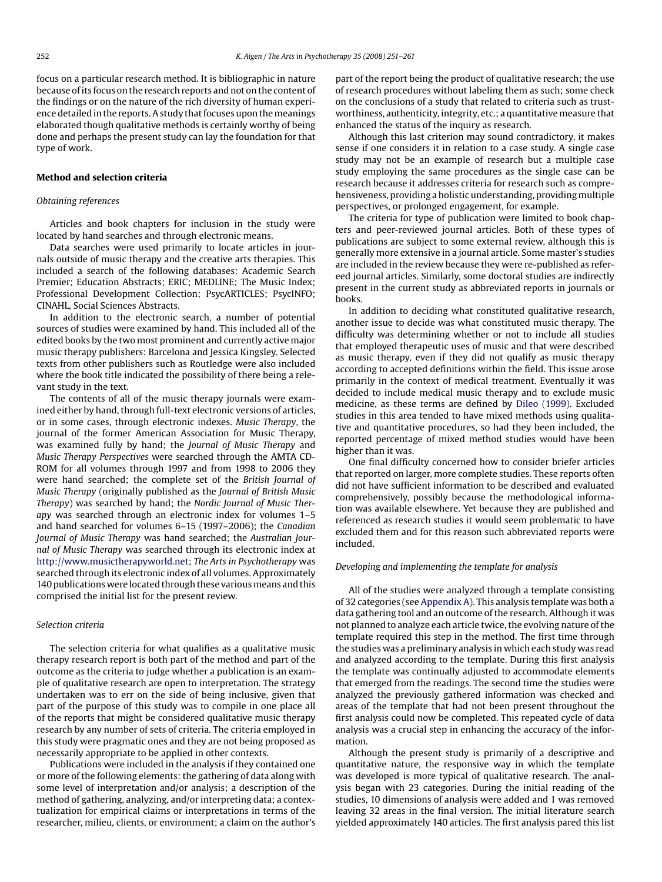focus on a particular research method. It is bibliographic in nature because of its focus on the research reports and not on the content of the findings or on the nature of the rich diversity of human experience detailed in the reports. A study that focuses upon the meanings elaborated though qualitative methods is certainly worthy of being done and perhaps the present study can lay the foundation for that type of work.

## Method and selection criteria

### *Obtaining references*

Articles and book chapters for inclusion in the study were located by hand searches and through electronic means.

Data searches were used primarily to locate articles in journals outside of music therapy and the creative arts therapies. This included a search of the following databases: Academic Search Premier; Education Abstracts; ERIC; MEDLINE; The Music Index; Professional Development Collection; PsycARTICLES; PsycINFO; CINAHL, Social Sciences Abstracts.

In addition to the electronic search, a number of potential sources of studies were examined by hand. This included all of the edited books by the two most prominent and currently active major music therapy publishers: Barcelona and Jessica Kingsley. Selected texts from other publishers such as Routledge were also included where the book title indicated the possibility of there being a relevant study in the text.

The contents of all of the music therapy journals were examined either by hand, through full-text electronic versions of articles, or in some cases, through electronic indexes. *Music Therapy*, the journal of the former American Association for Music Therapy, was examined fully by hand; the *Journal of Music Therapy* and *Music Therapy Perspectives* were searched through the AMTA CD-ROM for all volumes through 1997 and from 1998 to 2006 they were hand searched; the complete set of the *British Journal of Music Therapy* (originally published as the *Journal of British Music Therapy*) was searched by hand; the *Nordic Journal of Music Therapy* was searched through an electronic index for volumes 1–5 and hand searched for volumes 6–15 (1997–2006); the *Canadian Journal of Music Therapy* was hand searched; the *Australian Journal of Music Therapy* was searched through its electronic index at http://www.musictherapyworld.net; *The Arts in Psychotherapy* was searched through its electronic index of all volumes. Approximately 140 publications were located through these various means and this comprised the initial list for the present review.

### *Selection criteria*

The selection criteria for what qualifies as a qualitative music therapy research report is both part of the method and part of the outcome as the criteria to judge whether a publication is an example of qualitative research are open to interpretation. The strategy undertaken was to err on the side of being inclusive, given that part of the purpose of this study was to compile in one place all of the reports that might be considered qualitative music therapy research by any number of sets of criteria. The criteria employed in this study were pragmatic ones and they are not being proposed as necessarily appropriate to be applied in other contexts.

Publications were included in the analysis if they contained one or more of the following elements: the gathering of data along with some level of interpretation and/or analysis; a description of the method of gathering, analyzing, and/or interpreting data; a contextualization for empirical claims or interpretations in terms of the researcher, milieu, clients, or environment; a claim on the author's part of the report being the product of qualitative research; the use of research procedures without labeling them as such; some check on the conclusions of a study that related to criteria such as trustworthiness, authenticity, integrity, etc.; a quantitative measure that enhanced the status of the inquiry as research.

Although this last criterion may sound contradictory, it makes sense if one considers it in relation to a case study. A single case study may not be an example of research but a multiple case study employing the same procedures as the single case can be research because it addresses criteria for research such as comprehensiveness, providing a holistic understanding, providing multiple perspectives, or prolonged engagement, for example.

The criteria for type of publication were limited to book chapters and peer-reviewed journal articles. Both of these types of publications are subject to some external review, although this is generally more extensive in a journal article. Some master's studies are included in the review because they were re-published as refereed journal articles. Similarly, some doctoral studies are indirectly present in the current study as abbreviated reports in journals or books.

In addition to deciding what constituted qualitative research, another issue to decide was what constituted music therapy. The difficulty was determining whether or not to include all studies that employed therapeutic uses of music and that were described as music therapy, even if they did not qualify as music therapy according to accepted definitions within the field. This issue arose primarily in the context of medical treatment. Eventually it was decided to include medical music therapy and to exclude music medicine, as these terms are defined by Dileo (1999). Excluded studies in this area tended to have mixed methods using qualitative and quantitative procedures, so had they been included, the reported percentage of mixed method studies would have been higher than it was.

One final difficulty concerned how to consider briefer articles that reported on larger, more complete studies. These reports often did not have sufficient information to be described and evaluated comprehensively, possibly because the methodological information was available elsewhere. Yet because they are published and referenced as research studies it would seem problematic to have excluded them and for this reason such abbreviated reports were included.

### *Developing and implementing the template for analysis*

All of the studies were analyzed through a template consisting of 32 categories (see Appendix A). This analysis template was both a data gathering tool and an outcome of the research. Although it was not planned to analyze each article twice, the evolving nature of the template required this step in the method. The first time through the studies was a preliminary analysis in which each study was read and analyzed according to the template. During this first analysis the template was continually adjusted to accommodate elements that emerged from the readings. The second time the studies were analyzed the previously gathered information was checked and areas of the template that had not been present throughout the first analysis could now be completed. This repeated cycle of data analysis was a crucial step in enhancing the accuracy of the information.

Although the present study is primarily of a descriptive and quantitative nature, the responsive way in which the template was developed is more typical of qualitative research. The analysis began with 23 categories. During the initial reading of the studies, 10 dimensions of analysis were added and 1 was removed leaving 32 areas in the final version. The initial literature search yielded approximately 140 articles. The first analysis pared this list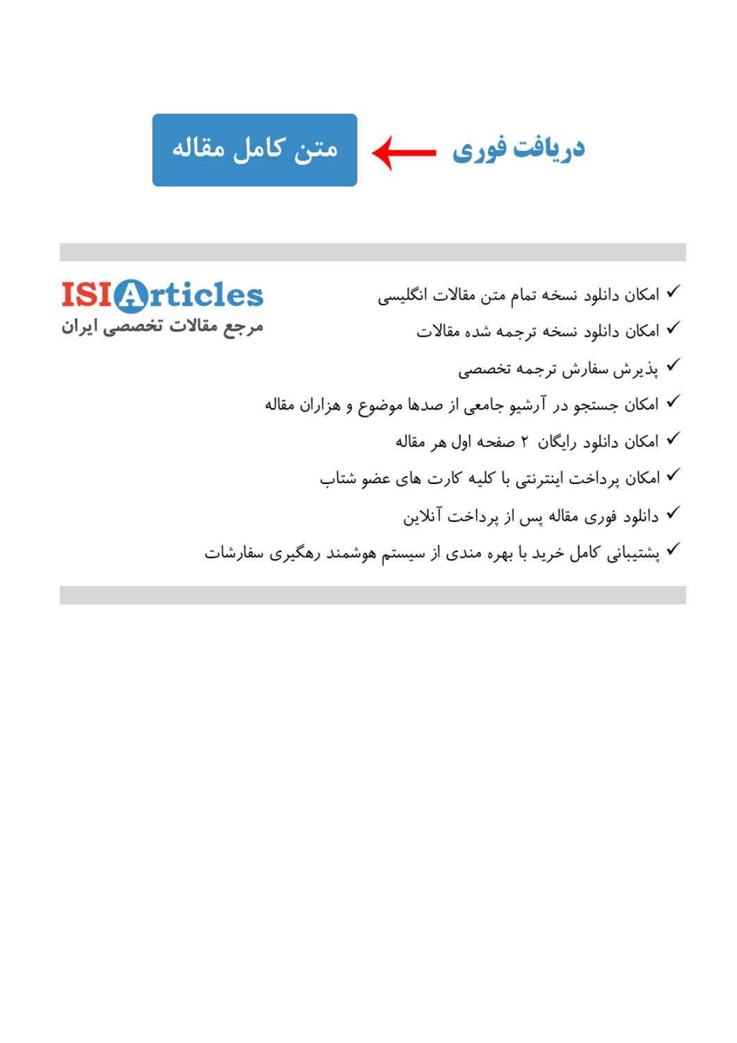دریافت فوری ← **متن کامل مقاله**

**ISIArticles**
مرجع مقالات تخصصی ایران

- ✓ امکان دانلود نسخه تمام متن مقالات انگلیسی
- ✓ امکان دانلود نسخه ترجمه شده مقالات
- ✓ پذیرش سفارش ترجمه تخصصی
- ✓ امکان جستجو در آرشیو جامعی از صدها موضوع و هزاران مقاله
- ✓ امکان دانلود رایگان ۲ صفحه اول هر مقاله
- ✓ امکان پرداخت اینترنتی با کلیه کارت های عضو شتاب
- ✓ دانلود فوری مقاله پس از پرداخت آنلاین
- ✓ پشتیبانی کامل خرید با بهره مندی از سیستم هوشمند رهگیری سفارشات